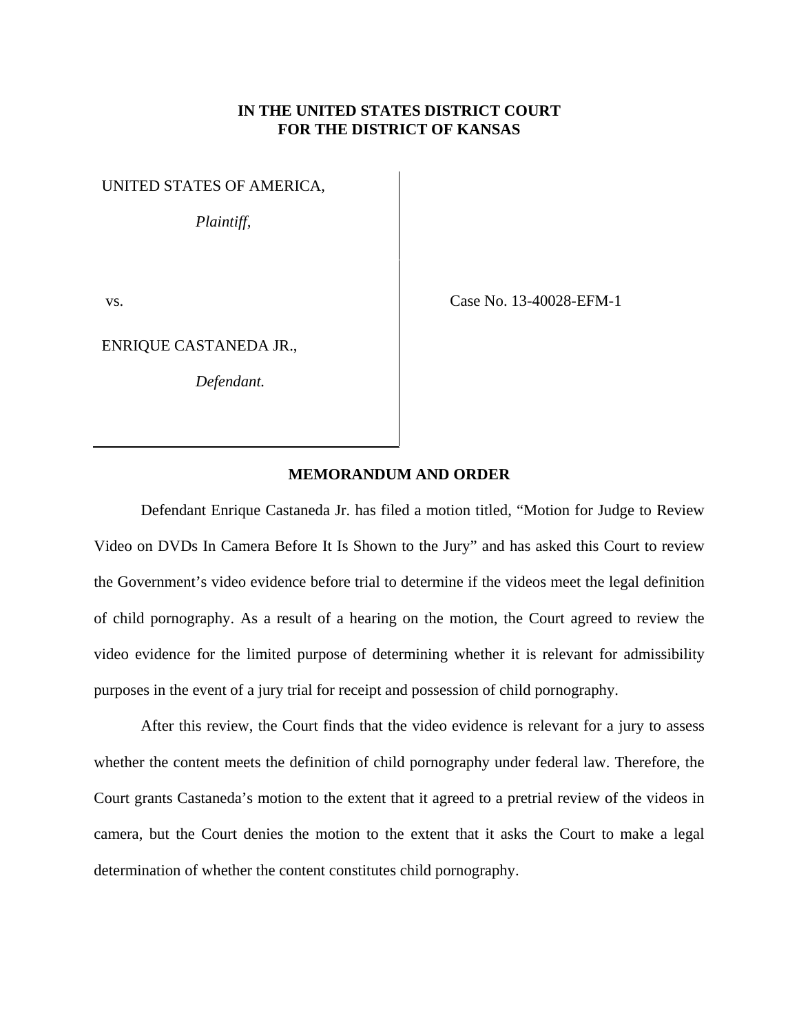**IN THE UNITED STATES DISTRICT COURT**
**FOR THE DISTRICT OF KANSAS**

| | |
|---|---|
| UNITED STATES OF AMERICA,<br><br>*Plaintiff*,<br><br>vs.<br><br>ENRIQUE CASTANEDA JR.,<br><br>*Defendant.* | Case No. 13-40028-EFM-1 |

## MEMORANDUM AND ORDER

Defendant Enrique Castaneda Jr. has filed a motion titled, "Motion for Judge to Review Video on DVDs In Camera Before It Is Shown to the Jury" and has asked this Court to review the Government's video evidence before trial to determine if the videos meet the legal definition of child pornography. As a result of a hearing on the motion, the Court agreed to review the video evidence for the limited purpose of determining whether it is relevant for admissibility purposes in the event of a jury trial for receipt and possession of child pornography.

After this review, the Court finds that the video evidence is relevant for a jury to assess whether the content meets the definition of child pornography under federal law. Therefore, the Court grants Castaneda's motion to the extent that it agreed to a pretrial review of the videos in camera, but the Court denies the motion to the extent that it asks the Court to make a legal determination of whether the content constitutes child pornography.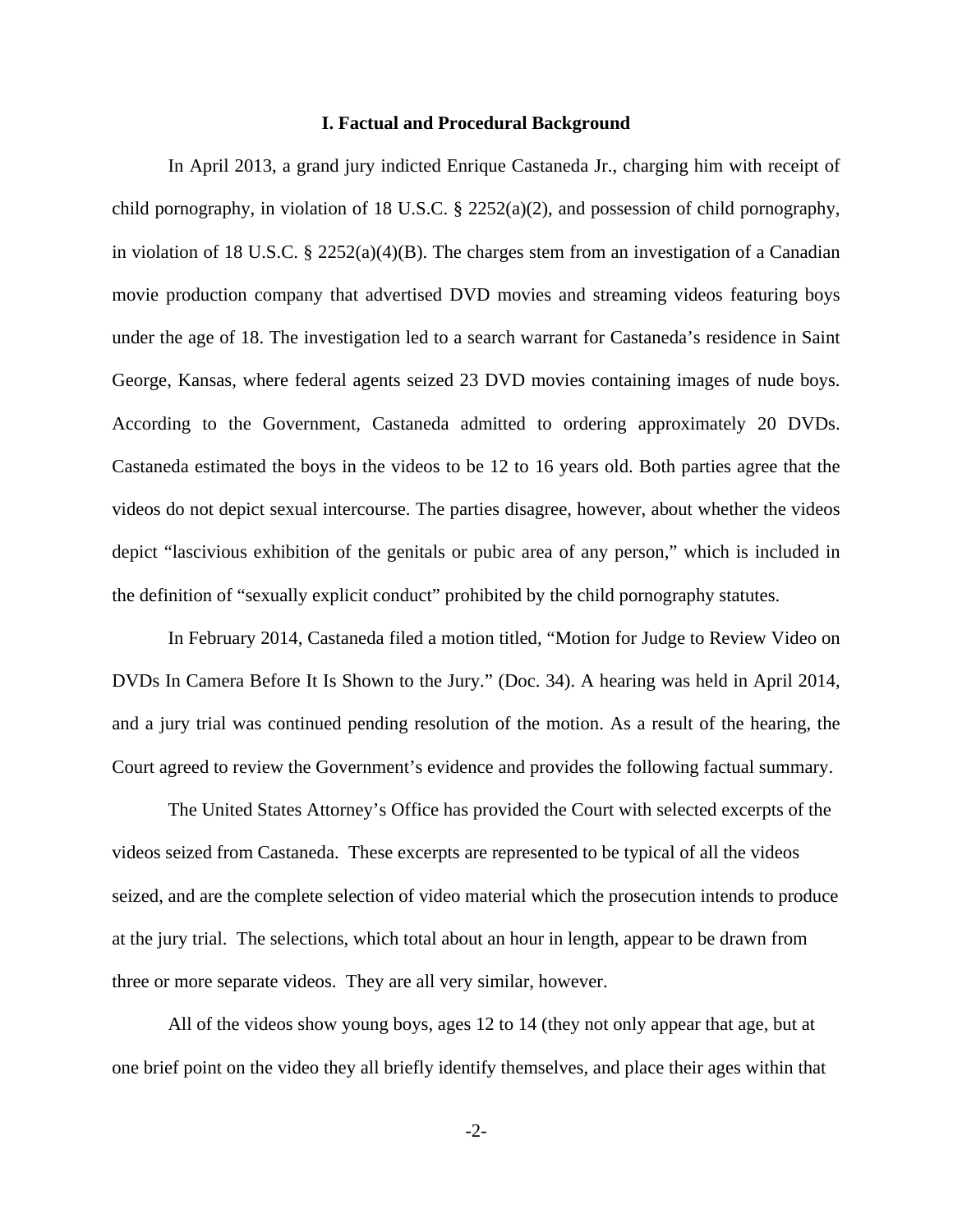## I. Factual and Procedural Background

In April 2013, a grand jury indicted Enrique Castaneda Jr., charging him with receipt of child pornography, in violation of 18 U.S.C. § 2252(a)(2), and possession of child pornography, in violation of 18 U.S.C. § 2252(a)(4)(B). The charges stem from an investigation of a Canadian movie production company that advertised DVD movies and streaming videos featuring boys under the age of 18. The investigation led to a search warrant for Castaneda's residence in Saint George, Kansas, where federal agents seized 23 DVD movies containing images of nude boys. According to the Government, Castaneda admitted to ordering approximately 20 DVDs. Castaneda estimated the boys in the videos to be 12 to 16 years old. Both parties agree that the videos do not depict sexual intercourse. The parties disagree, however, about whether the videos depict "lascivious exhibition of the genitals or pubic area of any person," which is included in the definition of "sexually explicit conduct" prohibited by the child pornography statutes.

In February 2014, Castaneda filed a motion titled, "Motion for Judge to Review Video on DVDs In Camera Before It Is Shown to the Jury." (Doc. 34). A hearing was held in April 2014, and a jury trial was continued pending resolution of the motion. As a result of the hearing, the Court agreed to review the Government's evidence and provides the following factual summary.

The United States Attorney's Office has provided the Court with selected excerpts of the videos seized from Castaneda. These excerpts are represented to be typical of all the videos seized, and are the complete selection of video material which the prosecution intends to produce at the jury trial. The selections, which total about an hour in length, appear to be drawn from three or more separate videos. They are all very similar, however.

All of the videos show young boys, ages 12 to 14 (they not only appear that age, but at one brief point on the video they all briefly identify themselves, and place their ages within that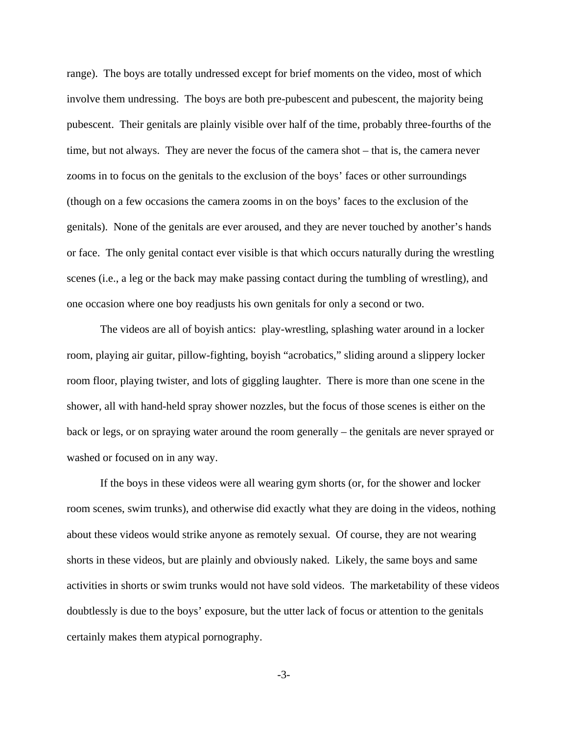range). The boys are totally undressed except for brief moments on the video, most of which involve them undressing. The boys are both pre-pubescent and pubescent, the majority being pubescent. Their genitals are plainly visible over half of the time, probably three-fourths of the time, but not always. They are never the focus of the camera shot – that is, the camera never zooms in to focus on the genitals to the exclusion of the boys' faces or other surroundings (though on a few occasions the camera zooms in on the boys' faces to the exclusion of the genitals). None of the genitals are ever aroused, and they are never touched by another's hands or face. The only genital contact ever visible is that which occurs naturally during the wrestling scenes (i.e., a leg or the back may make passing contact during the tumbling of wrestling), and one occasion where one boy readjusts his own genitals for only a second or two.

The videos are all of boyish antics: play-wrestling, splashing water around in a locker room, playing air guitar, pillow-fighting, boyish "acrobatics," sliding around a slippery locker room floor, playing twister, and lots of giggling laughter. There is more than one scene in the shower, all with hand-held spray shower nozzles, but the focus of those scenes is either on the back or legs, or on spraying water around the room generally – the genitals are never sprayed or washed or focused on in any way.

If the boys in these videos were all wearing gym shorts (or, for the shower and locker room scenes, swim trunks), and otherwise did exactly what they are doing in the videos, nothing about these videos would strike anyone as remotely sexual. Of course, they are not wearing shorts in these videos, but are plainly and obviously naked. Likely, the same boys and same activities in shorts or swim trunks would not have sold videos. The marketability of these videos doubtlessly is due to the boys' exposure, but the utter lack of focus or attention to the genitals certainly makes them atypical pornography.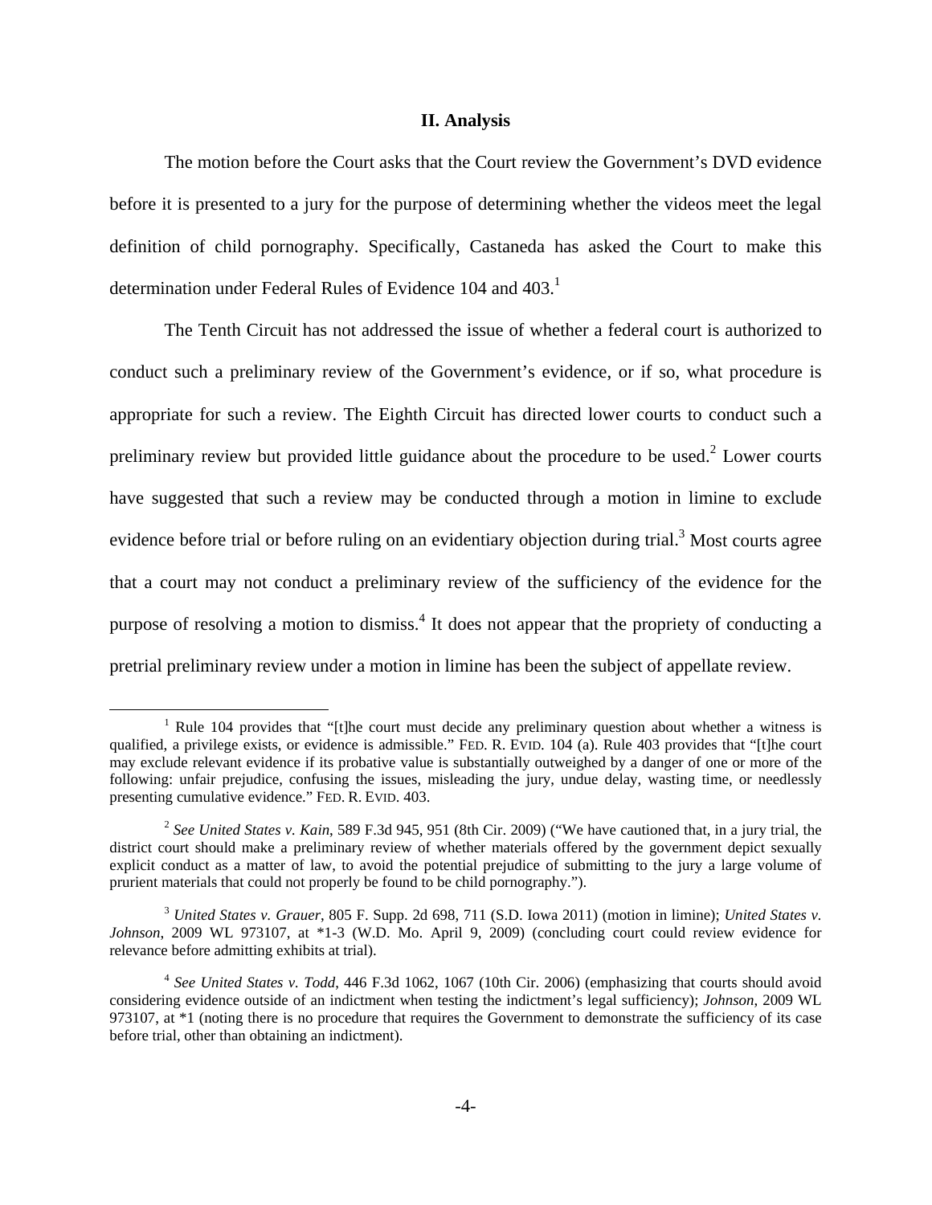## II. Analysis

The motion before the Court asks that the Court review the Government's DVD evidence before it is presented to a jury for the purpose of determining whether the videos meet the legal definition of child pornography. Specifically, Castaneda has asked the Court to make this determination under Federal Rules of Evidence 104 and 403.[1]

The Tenth Circuit has not addressed the issue of whether a federal court is authorized to conduct such a preliminary review of the Government's evidence, or if so, what procedure is appropriate for such a review. The Eighth Circuit has directed lower courts to conduct such a preliminary review but provided little guidance about the procedure to be used.[2] Lower courts have suggested that such a review may be conducted through a motion in limine to exclude evidence before trial or before ruling on an evidentiary objection during trial.[3] Most courts agree that a court may not conduct a preliminary review of the sufficiency of the evidence for the purpose of resolving a motion to dismiss.[4] It does not appear that the propriety of conducting a pretrial preliminary review under a motion in limine has been the subject of appellate review.

---

[1] Rule 104 provides that "[t]he court must decide any preliminary question about whether a witness is qualified, a privilege exists, or evidence is admissible." FED. R. EVID. 104 (a). Rule 403 provides that "[t]he court may exclude relevant evidence if its probative value is substantially outweighed by a danger of one or more of the following: unfair prejudice, confusing the issues, misleading the jury, undue delay, wasting time, or needlessly presenting cumulative evidence." FED. R. EVID. 403.

[2] *See United States v. Kain*, 589 F.3d 945, 951 (8th Cir. 2009) ("We have cautioned that, in a jury trial, the district court should make a preliminary review of whether materials offered by the government depict sexually explicit conduct as a matter of law, to avoid the potential prejudice of submitting to the jury a large volume of prurient materials that could not properly be found to be child pornography.").

[3] *United States v. Grauer*, 805 F. Supp. 2d 698, 711 (S.D. Iowa 2011) (motion in limine); *United States v. Johnson*, 2009 WL 973107, at *1-3 (W.D. Mo. April 9, 2009) (concluding court could review evidence for relevance before admitting exhibits at trial).

[4] *See United States v. Todd*, 446 F.3d 1062, 1067 (10th Cir. 2006) (emphasizing that courts should avoid considering evidence outside of an indictment when testing the indictment's legal sufficiency); *Johnson*, 2009 WL 973107, at *1 (noting there is no procedure that requires the Government to demonstrate the sufficiency of its case before trial, other than obtaining an indictment).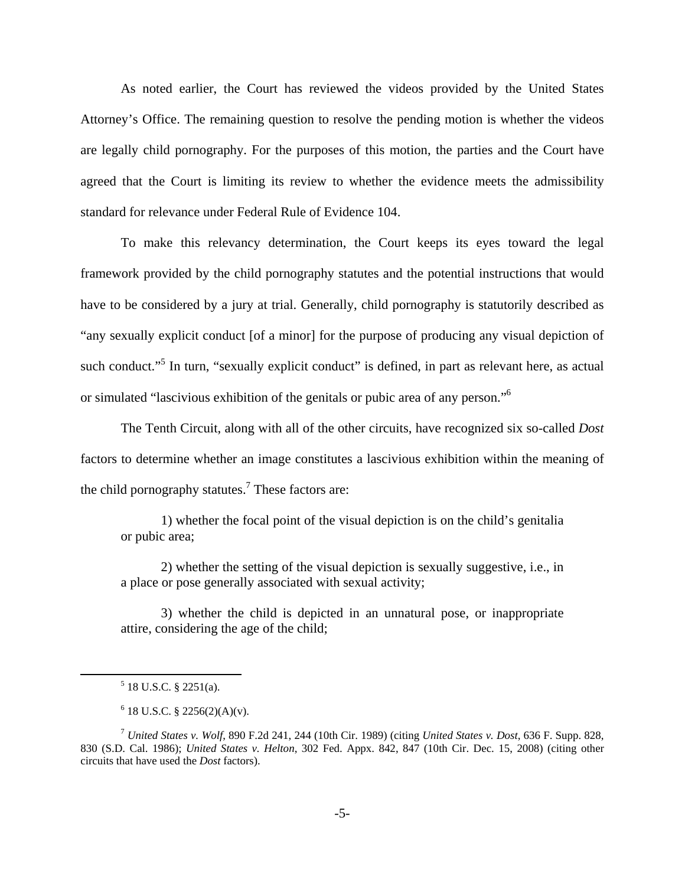As noted earlier, the Court has reviewed the videos provided by the United States Attorney's Office. The remaining question to resolve the pending motion is whether the videos are legally child pornography. For the purposes of this motion, the parties and the Court have agreed that the Court is limiting its review to whether the evidence meets the admissibility standard for relevance under Federal Rule of Evidence 104.

To make this relevancy determination, the Court keeps its eyes toward the legal framework provided by the child pornography statutes and the potential instructions that would have to be considered by a jury at trial. Generally, child pornography is statutorily described as "any sexually explicit conduct [of a minor] for the purpose of producing any visual depiction of such conduct."[5] In turn, "sexually explicit conduct" is defined, in part as relevant here, as actual or simulated "lascivious exhibition of the genitals or pubic area of any person."[6]

The Tenth Circuit, along with all of the other circuits, have recognized six so-called *Dost* factors to determine whether an image constitutes a lascivious exhibition within the meaning of the child pornography statutes.[7] These factors are:

> 1) whether the focal point of the visual depiction is on the child's genitalia or pubic area;
>
> 2) whether the setting of the visual depiction is sexually suggestive, i.e., in a place or pose generally associated with sexual activity;
>
> 3) whether the child is depicted in an unnatural pose, or inappropriate attire, considering the age of the child;

---

[5] 18 U.S.C. § 2251(a).

[6] 18 U.S.C. § 2256(2)(A)(v).

[7] *United States v. Wolf*, 890 F.2d 241, 244 (10th Cir. 1989) (citing *United States v. Dost*, 636 F. Supp. 828, 830 (S.D. Cal. 1986); *United States v. Helton*, 302 Fed. Appx. 842, 847 (10th Cir. Dec. 15, 2008) (citing other circuits that have used the *Dost* factors).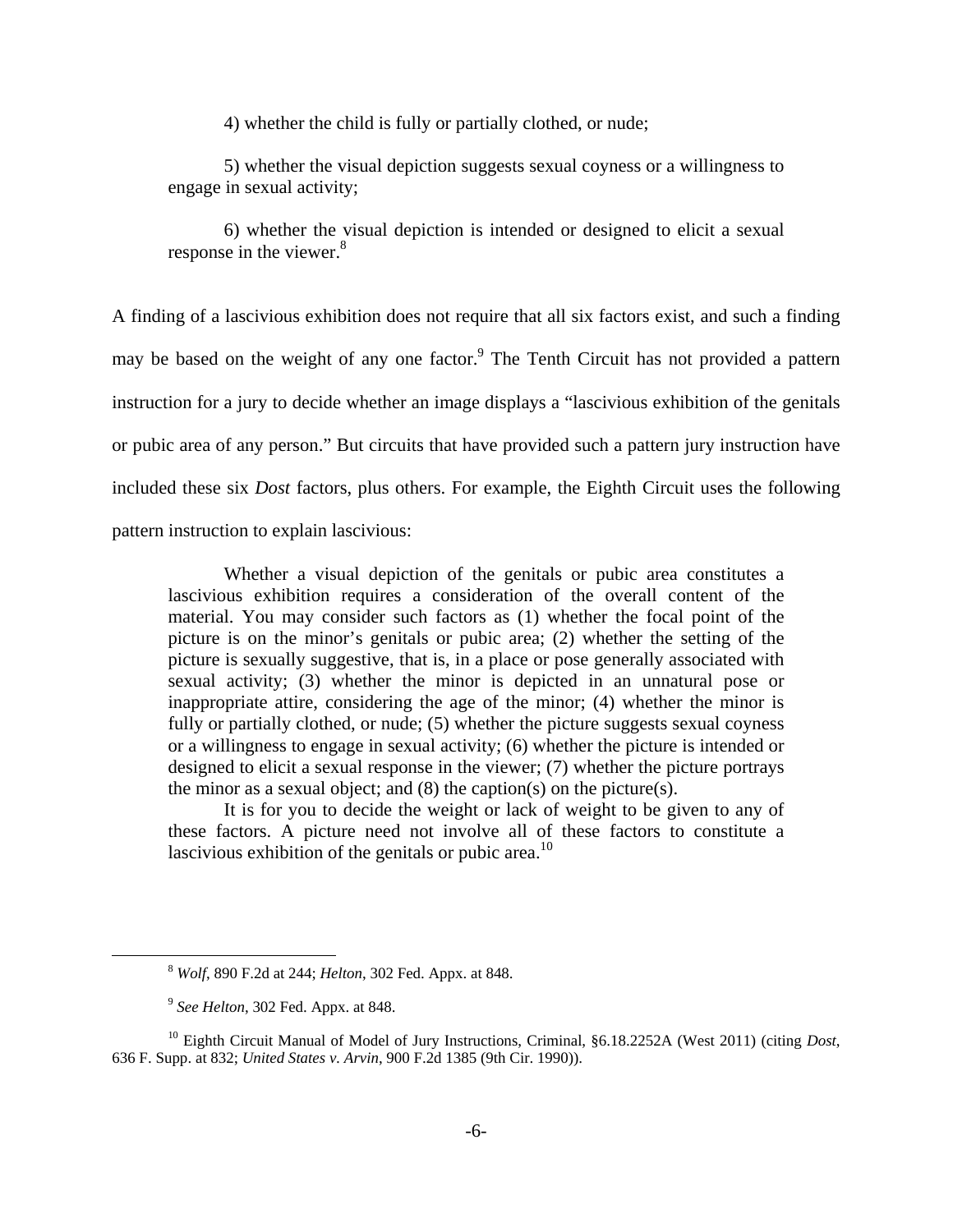4) whether the child is fully or partially clothed, or nude;

5) whether the visual depiction suggests sexual coyness or a willingness to engage in sexual activity;

6) whether the visual depiction is intended or designed to elicit a sexual response in the viewer.[8]

A finding of a lascivious exhibition does not require that all six factors exist, and such a finding may be based on the weight of any one factor.[9] The Tenth Circuit has not provided a pattern instruction for a jury to decide whether an image displays a "lascivious exhibition of the genitals or pubic area of any person." But circuits that have provided such a pattern jury instruction have included these six *Dost* factors, plus others. For example, the Eighth Circuit uses the following pattern instruction to explain lascivious:

> Whether a visual depiction of the genitals or pubic area constitutes a lascivious exhibition requires a consideration of the overall content of the material. You may consider such factors as (1) whether the focal point of the picture is on the minor's genitals or pubic area; (2) whether the setting of the picture is sexually suggestive, that is, in a place or pose generally associated with sexual activity; (3) whether the minor is depicted in an unnatural pose or inappropriate attire, considering the age of the minor; (4) whether the minor is fully or partially clothed, or nude; (5) whether the picture suggests sexual coyness or a willingness to engage in sexual activity; (6) whether the picture is intended or designed to elicit a sexual response in the viewer; (7) whether the picture portrays the minor as a sexual object; and (8) the caption(s) on the picture(s).
>
> It is for you to decide the weight or lack of weight to be given to any of these factors. A picture need not involve all of these factors to constitute a lascivious exhibition of the genitals or pubic area.[10]

---

[8] *Wolf*, 890 F.2d at 244; *Helton*, 302 Fed. Appx. at 848.

[9] *See Helton*, 302 Fed. Appx. at 848.

[10] Eighth Circuit Manual of Model of Jury Instructions, Criminal, §6.18.2252A (West 2011) (citing *Dost*, 636 F. Supp. at 832; *United States v. Arvin*, 900 F.2d 1385 (9th Cir. 1990)).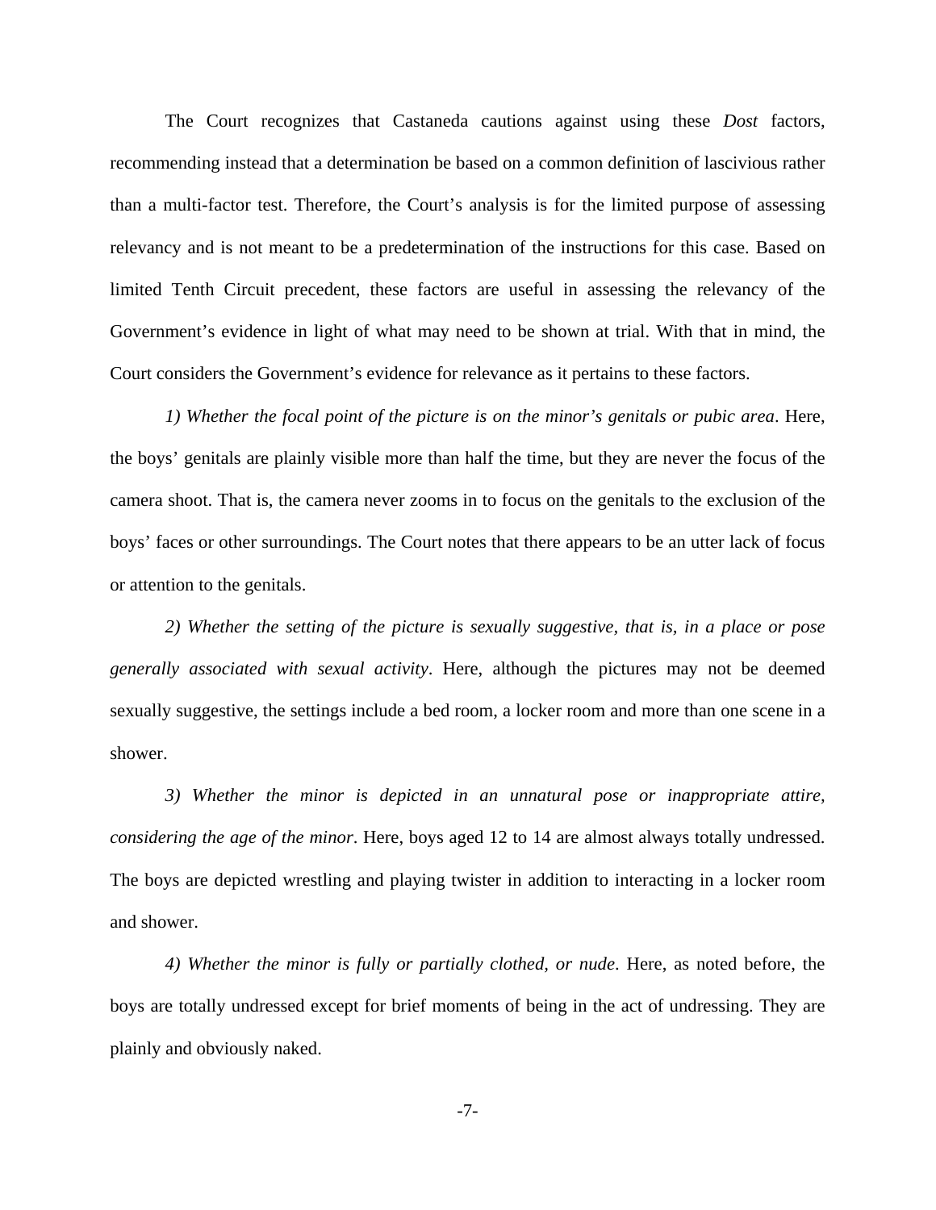The Court recognizes that Castaneda cautions against using these *Dost* factors, recommending instead that a determination be based on a common definition of lascivious rather than a multi-factor test. Therefore, the Court's analysis is for the limited purpose of assessing relevancy and is not meant to be a predetermination of the instructions for this case. Based on limited Tenth Circuit precedent, these factors are useful in assessing the relevancy of the Government's evidence in light of what may need to be shown at trial. With that in mind, the Court considers the Government's evidence for relevance as it pertains to these factors.

*1) Whether the focal point of the picture is on the minor's genitals or pubic area*. Here, the boys' genitals are plainly visible more than half the time, but they are never the focus of the camera shoot. That is, the camera never zooms in to focus on the genitals to the exclusion of the boys' faces or other surroundings. The Court notes that there appears to be an utter lack of focus or attention to the genitals.

*2) Whether the setting of the picture is sexually suggestive, that is, in a place or pose generally associated with sexual activity*. Here, although the pictures may not be deemed sexually suggestive, the settings include a bed room, a locker room and more than one scene in a shower.

*3) Whether the minor is depicted in an unnatural pose or inappropriate attire, considering the age of the minor*. Here, boys aged 12 to 14 are almost always totally undressed. The boys are depicted wrestling and playing twister in addition to interacting in a locker room and shower.

*4) Whether the minor is fully or partially clothed, or nude*. Here, as noted before, the boys are totally undressed except for brief moments of being in the act of undressing. They are plainly and obviously naked.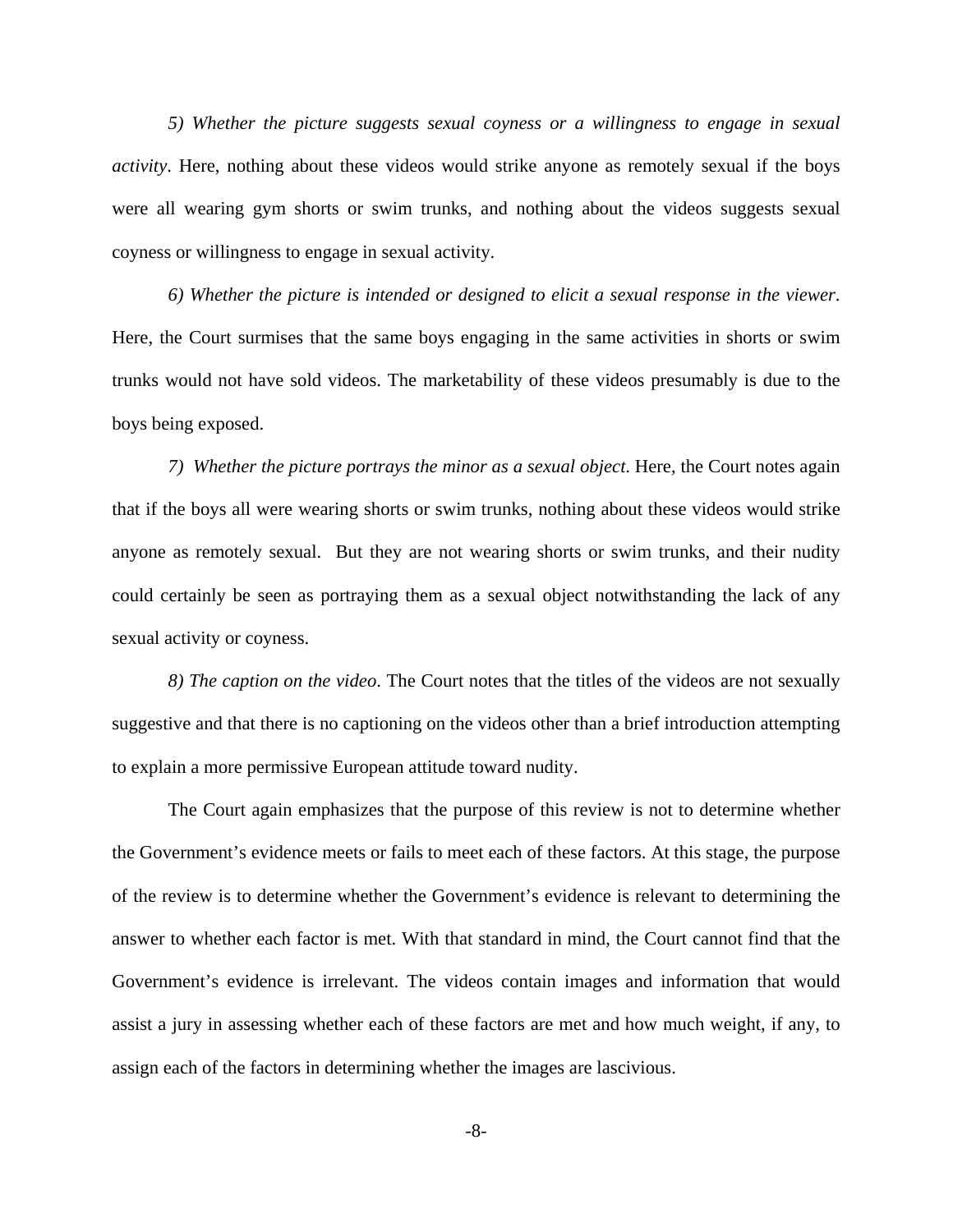*5) Whether the picture suggests sexual coyness or a willingness to engage in sexual activity*. Here, nothing about these videos would strike anyone as remotely sexual if the boys were all wearing gym shorts or swim trunks, and nothing about the videos suggests sexual coyness or willingness to engage in sexual activity.

*6) Whether the picture is intended or designed to elicit a sexual response in the viewer*. Here, the Court surmises that the same boys engaging in the same activities in shorts or swim trunks would not have sold videos. The marketability of these videos presumably is due to the boys being exposed.

*7) Whether the picture portrays the minor as a sexual object*. Here, the Court notes again that if the boys all were wearing shorts or swim trunks, nothing about these videos would strike anyone as remotely sexual. But they are not wearing shorts or swim trunks, and their nudity could certainly be seen as portraying them as a sexual object notwithstanding the lack of any sexual activity or coyness.

*8) The caption on the video*. The Court notes that the titles of the videos are not sexually suggestive and that there is no captioning on the videos other than a brief introduction attempting to explain a more permissive European attitude toward nudity.

The Court again emphasizes that the purpose of this review is not to determine whether the Government's evidence meets or fails to meet each of these factors. At this stage, the purpose of the review is to determine whether the Government's evidence is relevant to determining the answer to whether each factor is met. With that standard in mind, the Court cannot find that the Government's evidence is irrelevant. The videos contain images and information that would assist a jury in assessing whether each of these factors are met and how much weight, if any, to assign each of the factors in determining whether the images are lascivious.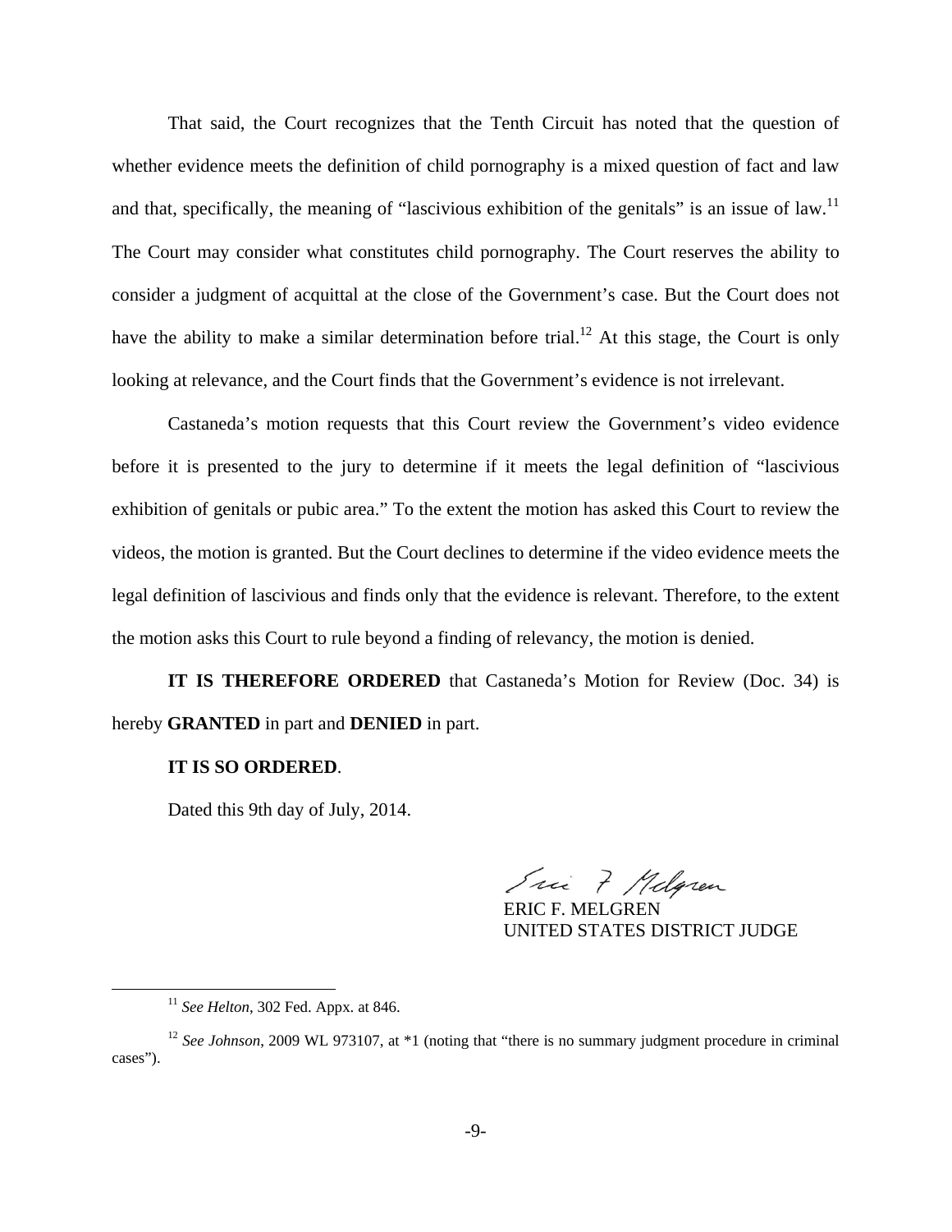That said, the Court recognizes that the Tenth Circuit has noted that the question of whether evidence meets the definition of child pornography is a mixed question of fact and law and that, specifically, the meaning of "lascivious exhibition of the genitals" is an issue of law.[11] The Court may consider what constitutes child pornography. The Court reserves the ability to consider a judgment of acquittal at the close of the Government's case. But the Court does not have the ability to make a similar determination before trial.[12] At this stage, the Court is only looking at relevance, and the Court finds that the Government's evidence is not irrelevant.

Castaneda's motion requests that this Court review the Government's video evidence before it is presented to the jury to determine if it meets the legal definition of "lascivious exhibition of genitals or pubic area." To the extent the motion has asked this Court to review the videos, the motion is granted. But the Court declines to determine if the video evidence meets the legal definition of lascivious and finds only that the evidence is relevant. Therefore, to the extent the motion asks this Court to rule beyond a finding of relevancy, the motion is denied.

**IT IS THEREFORE ORDERED** that Castaneda's Motion for Review (Doc. 34) is hereby **GRANTED** in part and **DENIED** in part.

**IT IS SO ORDERED**.

Dated this 9th day of July, 2014.

ERIC F. MELGREN
UNITED STATES DISTRICT JUDGE

---

[11] *See Helton*, 302 Fed. Appx. at 846.

[12] *See Johnson*, 2009 WL 973107, at *1 (noting that "there is no summary judgment procedure in criminal cases").